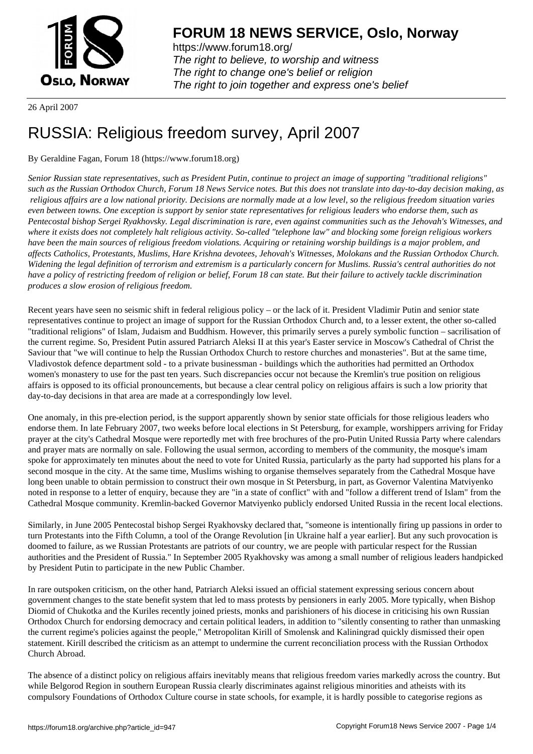# FORUM 18 NEWS SERVICE, Oslo, Norway

https://www.forum18.org/
*The right to believe, to worship and witness*
*The right to change one's belief or religion*
*The right to join together and express one's belief*

26 April 2007

# RUSSIA: Religious freedom survey, April 2007

By Geraldine Fagan, Forum 18 (https://www.forum18.org)

*Senior Russian state representatives, such as President Putin, continue to project an image of supporting "traditional religions" such as the Russian Orthodox Church, Forum 18 News Service notes. But this does not translate into day-to-day decision making, as religious affairs are a low national priority. Decisions are normally made at a low level, so the religious freedom situation varies even between towns. One exception is support by senior state representatives for religious leaders who endorse them, such as Pentecostal bishop Sergei Ryakhovsky. Legal discrimination is rare, even against communities such as the Jehovah's Witnesses, and where it exists does not completely halt religious activity. So-called "telephone law" and blocking some foreign religious workers have been the main sources of religious freedom violations. Acquiring or retaining worship buildings is a major problem, and affects Catholics, Protestants, Muslims, Hare Krishna devotees, Jehovah's Witnesses, Molokans and the Russian Orthodox Church. Widening the legal definition of terrorism and extremism is a particularly concern for Muslims. Russia's central authorities do not have a policy of restricting freedom of religion or belief, Forum 18 can state. But their failure to actively tackle discrimination produces a slow erosion of religious freedom.*

Recent years have seen no seismic shift in federal religious policy – or the lack of it. President Vladimir Putin and senior state representatives continue to project an image of support for the Russian Orthodox Church and, to a lesser extent, the other so-called "traditional religions" of Islam, Judaism and Buddhism. However, this primarily serves a purely symbolic function – sacrilisation of the current regime. So, President Putin assured Patriarch Aleksi II at this year's Easter service in Moscow's Cathedral of Christ the Saviour that "we will continue to help the Russian Orthodox Church to restore churches and monasteries". But at the same time, Vladivostok defence department sold - to a private businessman - buildings which the authorities had permitted an Orthodox women's monastery to use for the past ten years. Such discrepancies occur not because the Kremlin's true position on religious affairs is opposed to its official pronouncements, but because a clear central policy on religious affairs is such a low priority that day-to-day decisions in that area are made at a correspondingly low level.

One anomaly, in this pre-election period, is the support apparently shown by senior state officials for those religious leaders who endorse them. In late February 2007, two weeks before local elections in St Petersburg, for example, worshippers arriving for Friday prayer at the city's Cathedral Mosque were reportedly met with free brochures of the pro-Putin United Russia Party where calendars and prayer mats are normally on sale. Following the usual sermon, according to members of the community, the mosque's imam spoke for approximately ten minutes about the need to vote for United Russia, particularly as the party had supported his plans for a second mosque in the city. At the same time, Muslims wishing to organise themselves separately from the Cathedral Mosque have long been unable to obtain permission to construct their own mosque in St Petersburg, in part, as Governor Valentina Matviyenko noted in response to a letter of enquiry, because they are "in a state of conflict" with and "follow a different trend of Islam" from the Cathedral Mosque community. Kremlin-backed Governor Matviyenko publicly endorsed United Russia in the recent local elections.

Similarly, in June 2005 Pentecostal bishop Sergei Ryakhovsky declared that, "someone is intentionally firing up passions in order to turn Protestants into the Fifth Column, a tool of the Orange Revolution [in Ukraine half a year earlier]. But any such provocation is doomed to failure, as we Russian Protestants are patriots of our country, we are people with particular respect for the Russian authorities and the President of Russia." In September 2005 Ryakhovsky was among a small number of religious leaders handpicked by President Putin to participate in the new Public Chamber.

In rare outspoken criticism, on the other hand, Patriarch Aleksi issued an official statement expressing serious concern about government changes to the state benefit system that led to mass protests by pensioners in early 2005. More typically, when Bishop Diomid of Chukotka and the Kuriles recently joined priests, monks and parishioners of his diocese in criticising his own Russian Orthodox Church for endorsing democracy and certain political leaders, in addition to "silently consenting to rather than unmasking the current regime's policies against the people," Metropolitan Kirill of Smolensk and Kaliningrad quickly dismissed their open statement. Kirill described the criticism as an attempt to undermine the current reconciliation process with the Russian Orthodox Church Abroad.

The absence of a distinct policy on religious affairs inevitably means that religious freedom varies markedly across the country. But while Belgorod Region in southern European Russia clearly discriminates against religious minorities and atheists with its compulsory Foundations of Orthodox Culture course in state schools, for example, it is hardly possible to categorise regions as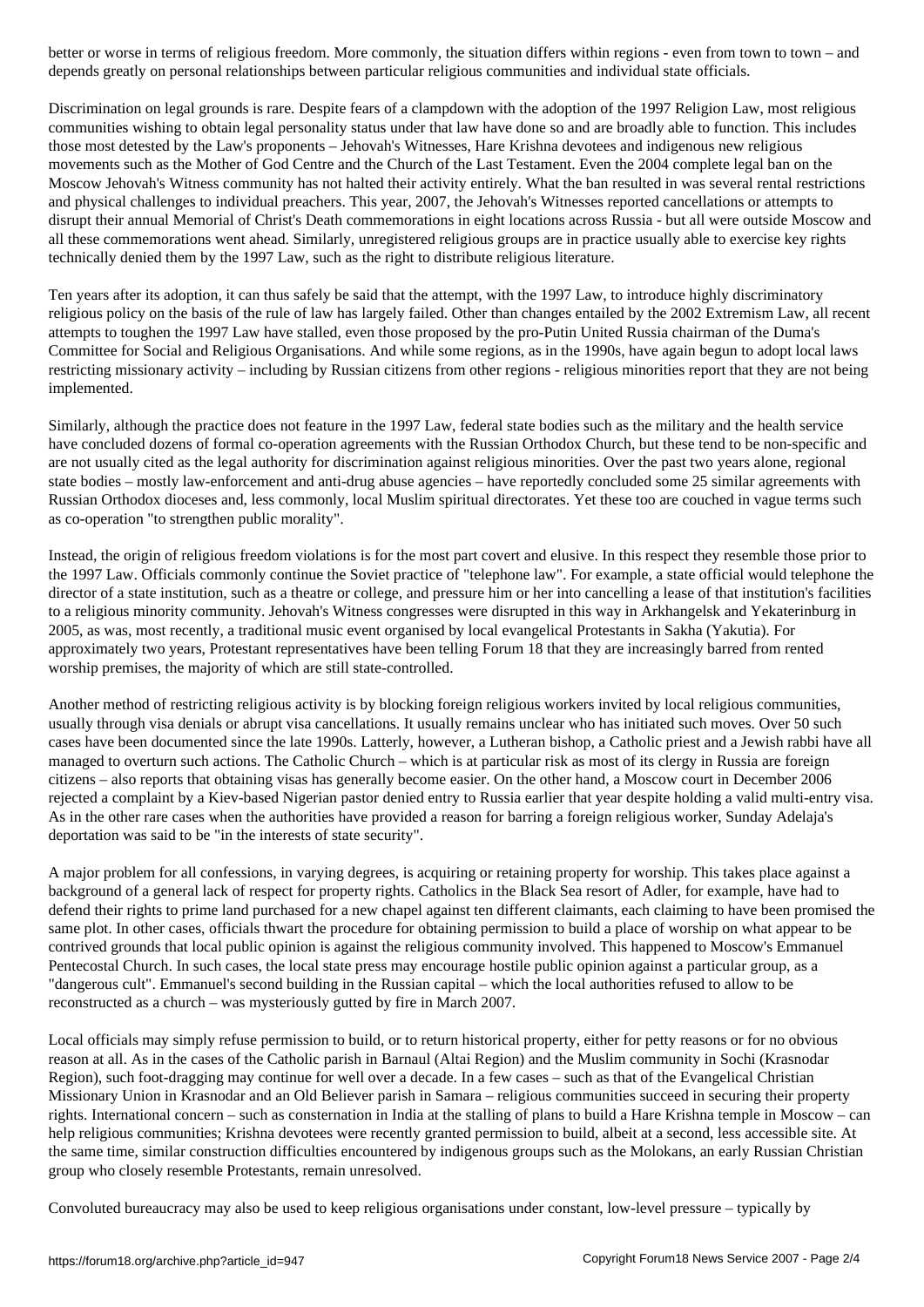better or worse in terms of religious freedom. More commonly, the situation differs within regions - even from town to town – and depends greatly on personal relationships between particular religious communities and individual state officials.

Discrimination on legal grounds is rare. Despite fears of a clampdown with the adoption of the 1997 Religion Law, most religious communities wishing to obtain legal personality status under that law have done so and are broadly able to function. This includes those most detested by the Law's proponents – Jehovah's Witnesses, Hare Krishna devotees and indigenous new religious movements such as the Mother of God Centre and the Church of the Last Testament. Even the 2004 complete legal ban on the Moscow Jehovah's Witness community has not halted their activity entirely. What the ban resulted in was several rental restrictions and physical challenges to individual preachers. This year, 2007, the Jehovah's Witnesses reported cancellations or attempts to disrupt their annual Memorial of Christ's Death commemorations in eight locations across Russia - but all were outside Moscow and all these commemorations went ahead. Similarly, unregistered religious groups are in practice usually able to exercise key rights technically denied them by the 1997 Law, such as the right to distribute religious literature.

Ten years after its adoption, it can thus safely be said that the attempt, with the 1997 Law, to introduce highly discriminatory religious policy on the basis of the rule of law has largely failed. Other than changes entailed by the 2002 Extremism Law, all recent attempts to toughen the 1997 Law have stalled, even those proposed by the pro-Putin United Russia chairman of the Duma's Committee for Social and Religious Organisations. And while some regions, as in the 1990s, have again begun to adopt local laws restricting missionary activity – including by Russian citizens from other regions - religious minorities report that they are not being implemented.

Similarly, although the practice does not feature in the 1997 Law, federal state bodies such as the military and the health service have concluded dozens of formal co-operation agreements with the Russian Orthodox Church, but these tend to be non-specific and are not usually cited as the legal authority for discrimination against religious minorities. Over the past two years alone, regional state bodies – mostly law-enforcement and anti-drug abuse agencies – have reportedly concluded some 25 similar agreements with Russian Orthodox dioceses and, less commonly, local Muslim spiritual directorates. Yet these too are couched in vague terms such as co-operation "to strengthen public morality".

Instead, the origin of religious freedom violations is for the most part covert and elusive. In this respect they resemble those prior to the 1997 Law. Officials commonly continue the Soviet practice of "telephone law". For example, a state official would telephone the director of a state institution, such as a theatre or college, and pressure him or her into cancelling a lease of that institution's facilities to a religious minority community. Jehovah's Witness congresses were disrupted in this way in Arkhangelsk and Yekaterinburg in 2005, as was, most recently, a traditional music event organised by local evangelical Protestants in Sakha (Yakutia). For approximately two years, Protestant representatives have been telling Forum 18 that they are increasingly barred from rented worship premises, the majority of which are still state-controlled.

Another method of restricting religious activity is by blocking foreign religious workers invited by local religious communities, usually through visa denials or abrupt visa cancellations. It usually remains unclear who has initiated such moves. Over 50 such cases have been documented since the late 1990s. Latterly, however, a Lutheran bishop, a Catholic priest and a Jewish rabbi have all managed to overturn such actions. The Catholic Church – which is at particular risk as most of its clergy in Russia are foreign citizens – also reports that obtaining visas has generally become easier. On the other hand, a Moscow court in December 2006 rejected a complaint by a Kiev-based Nigerian pastor denied entry to Russia earlier that year despite holding a valid multi-entry visa. As in the other rare cases when the authorities have provided a reason for barring a foreign religious worker, Sunday Adelaja's deportation was said to be "in the interests of state security".

A major problem for all confessions, in varying degrees, is acquiring or retaining property for worship. This takes place against a background of a general lack of respect for property rights. Catholics in the Black Sea resort of Adler, for example, have had to defend their rights to prime land purchased for a new chapel against ten different claimants, each claiming to have been promised the same plot. In other cases, officials thwart the procedure for obtaining permission to build a place of worship on what appear to be contrived grounds that local public opinion is against the religious community involved. This happened to Moscow's Emmanuel Pentecostal Church. In such cases, the local state press may encourage hostile public opinion against a particular group, as a "dangerous cult". Emmanuel's second building in the Russian capital – which the local authorities refused to allow to be reconstructed as a church – was mysteriously gutted by fire in March 2007.

Local officials may simply refuse permission to build, or to return historical property, either for petty reasons or for no obvious reason at all. As in the cases of the Catholic parish in Barnaul (Altai Region) and the Muslim community in Sochi (Krasnodar Region), such foot-dragging may continue for well over a decade. In a few cases – such as that of the Evangelical Christian Missionary Union in Krasnodar and an Old Believer parish in Samara – religious communities succeed in securing their property rights. International concern – such as consternation in India at the stalling of plans to build a Hare Krishna temple in Moscow – can help religious communities; Krishna devotees were recently granted permission to build, albeit at a second, less accessible site. At the same time, similar construction difficulties encountered by indigenous groups such as the Molokans, an early Russian Christian group who closely resemble Protestants, remain unresolved.

Convoluted bureaucracy may also be used to keep religious organisations under constant, low-level pressure – typically by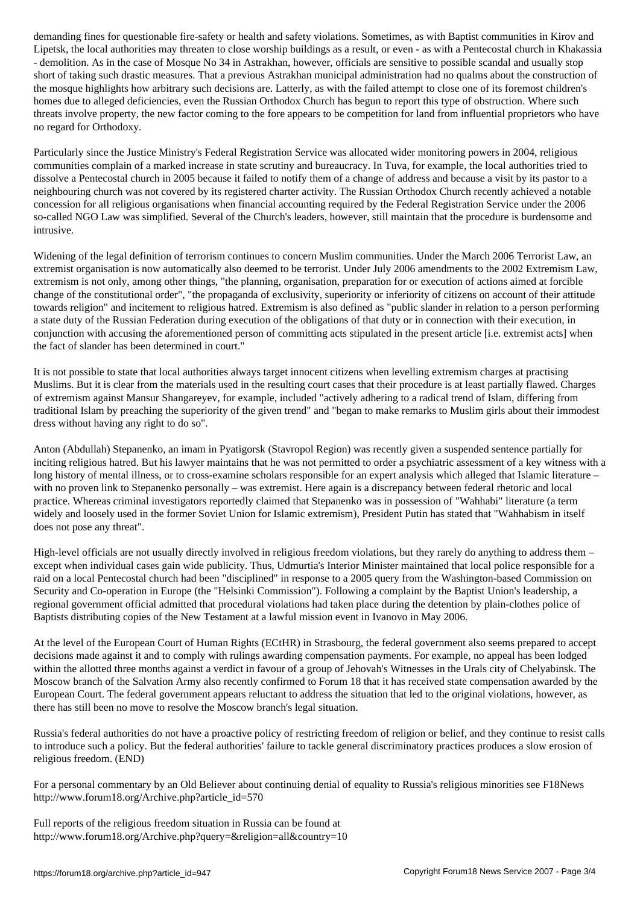demanding fines for questionable fire-safety or health and safety violations. Sometimes, as with Baptist communities in Kirov and Lipetsk, the local authorities may threaten to close worship buildings as a result, or even - as with a Pentecostal church in Khakassia - demolition. As in the case of Mosque No 34 in Astrakhan, however, officials are sensitive to possible scandal and usually stop short of taking such drastic measures. That a previous Astrakhan municipal administration had no qualms about the construction of the mosque highlights how arbitrary such decisions are. Latterly, as with the failed attempt to close one of its foremost children's homes due to alleged deficiencies, even the Russian Orthodox Church has begun to report this type of obstruction. Where such threats involve property, the new factor coming to the fore appears to be competition for land from influential proprietors who have no regard for Orthodoxy.

Particularly since the Justice Ministry's Federal Registration Service was allocated wider monitoring powers in 2004, religious communities complain of a marked increase in state scrutiny and bureaucracy. In Tuva, for example, the local authorities tried to dissolve a Pentecostal church in 2005 because it failed to notify them of a change of address and because a visit by its pastor to a neighbouring church was not covered by its registered charter activity. The Russian Orthodox Church recently achieved a notable concession for all religious organisations when financial accounting required by the Federal Registration Service under the 2006 so-called NGO Law was simplified. Several of the Church's leaders, however, still maintain that the procedure is burdensome and intrusive.

Widening of the legal definition of terrorism continues to concern Muslim communities. Under the March 2006 Terrorist Law, an extremist organisation is now automatically also deemed to be terrorist. Under July 2006 amendments to the 2002 Extremism Law, extremism is not only, among other things, "the planning, organisation, preparation for or execution of actions aimed at forcible change of the constitutional order", "the propaganda of exclusivity, superiority or inferiority of citizens on account of their attitude towards religion" and incitement to religious hatred. Extremism is also defined as "public slander in relation to a person performing a state duty of the Russian Federation during execution of the obligations of that duty or in connection with their execution, in conjunction with accusing the aforementioned person of committing acts stipulated in the present article [i.e. extremist acts] when the fact of slander has been determined in court."

It is not possible to state that local authorities always target innocent citizens when levelling extremism charges at practising Muslims. But it is clear from the materials used in the resulting court cases that their procedure is at least partially flawed. Charges of extremism against Mansur Shangareyev, for example, included "actively adhering to a radical trend of Islam, differing from traditional Islam by preaching the superiority of the given trend" and "began to make remarks to Muslim girls about their immodest dress without having any right to do so".

Anton (Abdullah) Stepanenko, an imam in Pyatigorsk (Stavropol Region) was recently given a suspended sentence partially for inciting religious hatred. But his lawyer maintains that he was not permitted to order a psychiatric assessment of a key witness with a long history of mental illness, or to cross-examine scholars responsible for an expert analysis which alleged that Islamic literature – with no proven link to Stepanenko personally – was extremist. Here again is a discrepancy between federal rhetoric and local practice. Whereas criminal investigators reportedly claimed that Stepanenko was in possession of "Wahhabi" literature (a term widely and loosely used in the former Soviet Union for Islamic extremism), President Putin has stated that "Wahhabism in itself does not pose any threat".

High-level officials are not usually directly involved in religious freedom violations, but they rarely do anything to address them – except when individual cases gain wide publicity. Thus, Udmurtia's Interior Minister maintained that local police responsible for a raid on a local Pentecostal church had been "disciplined" in response to a 2005 query from the Washington-based Commission on Security and Co-operation in Europe (the "Helsinki Commission"). Following a complaint by the Baptist Union's leadership, a regional government official admitted that procedural violations had taken place during the detention by plain-clothes police of Baptists distributing copies of the New Testament at a lawful mission event in Ivanovo in May 2006.

At the level of the European Court of Human Rights (ECtHR) in Strasbourg, the federal government also seems prepared to accept decisions made against it and to comply with rulings awarding compensation payments. For example, no appeal has been lodged within the allotted three months against a verdict in favour of a group of Jehovah's Witnesses in the Urals city of Chelyabinsk. The Moscow branch of the Salvation Army also recently confirmed to Forum 18 that it has received state compensation awarded by the European Court. The federal government appears reluctant to address the situation that led to the original violations, however, as there has still been no move to resolve the Moscow branch's legal situation.

Russia's federal authorities do not have a proactive policy of restricting freedom of religion or belief, and they continue to resist calls to introduce such a policy. But the federal authorities' failure to tackle general discriminatory practices produces a slow erosion of religious freedom. (END)

For a personal commentary by an Old Believer about continuing denial of equality to Russia's religious minorities see F18News http://www.forum18.org/Archive.php?article_id=570

Full reports of the religious freedom situation in Russia can be found at http://www.forum18.org/Archive.php?query=&religion=all&country=10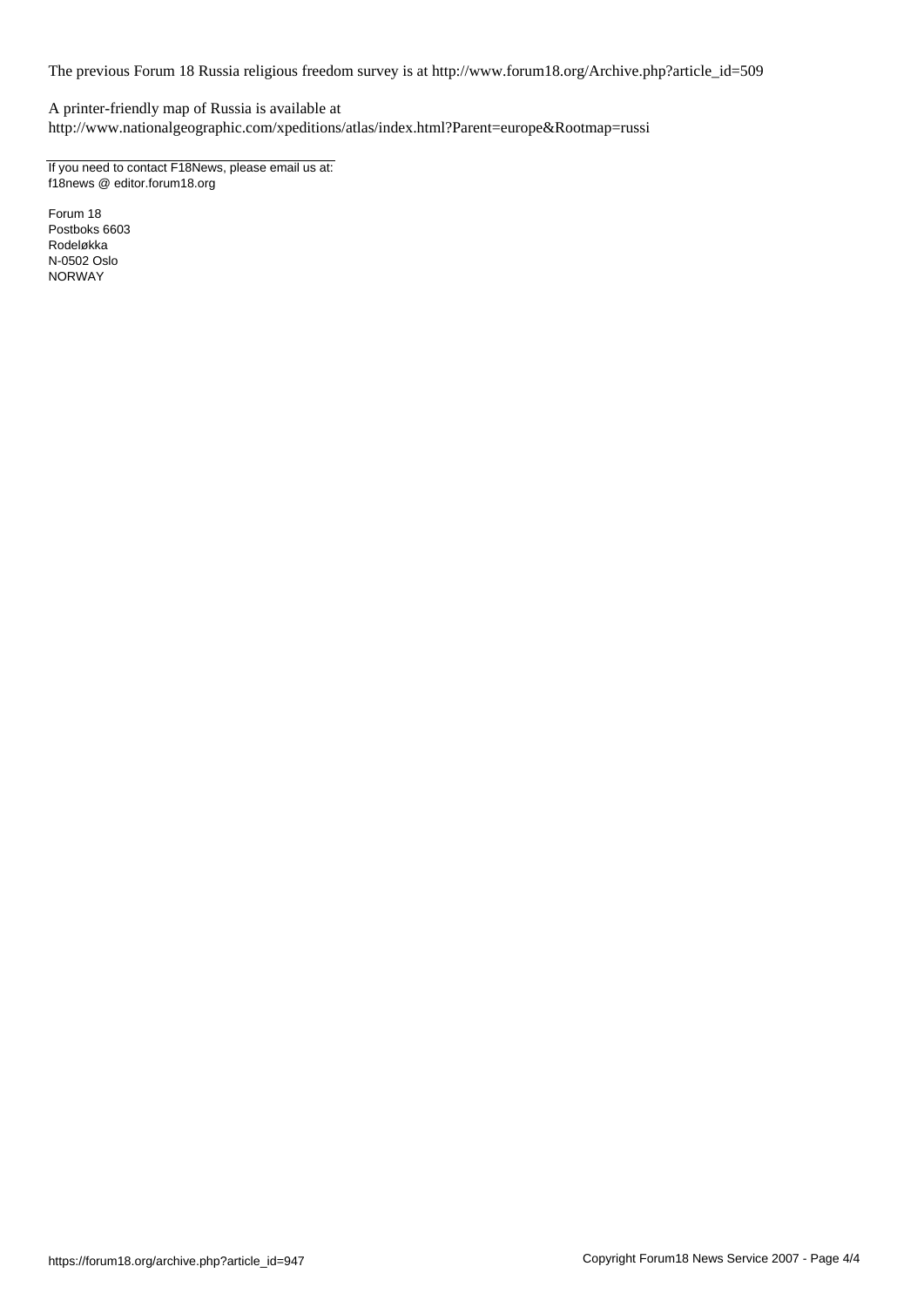The previous Forum 18 Russia religious freedom survey is at http://www.forum18.org/Archive.php?article_id=509

A printer-friendly map of Russia is available at
http://www.nationalgeographic.com/xpeditions/atlas/index.html?Parent=europe&Rootmap=russi

---

If you need to contact F18News, please email us at:
f18news @ editor.forum18.org

Forum 18
Postboks 6603
Rodeløkka
N-0502 Oslo
NORWAY